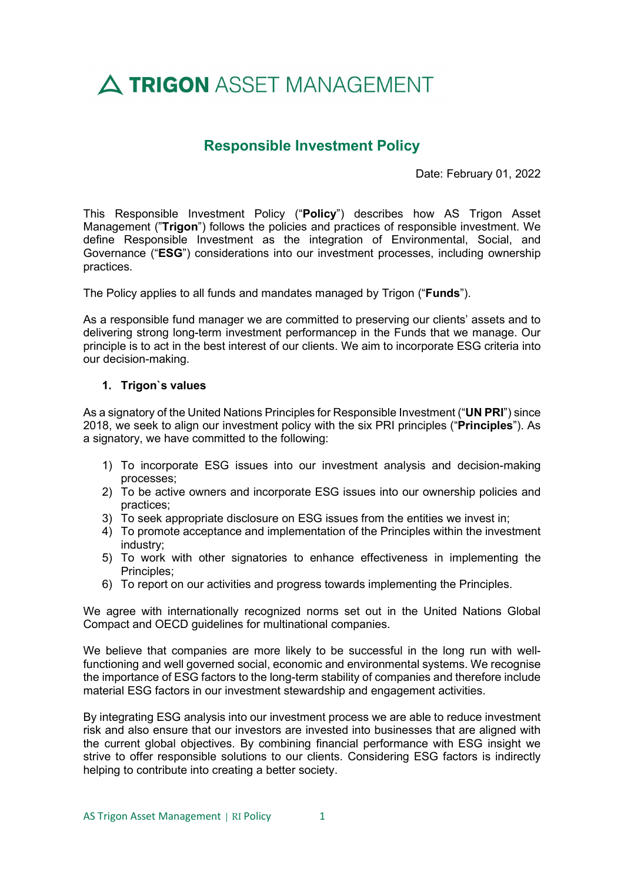# TRIGON ASSET MANAGEMENT

## Responsible Investment Policy

Date: February 01, 2022

This Responsible Investment Policy ("**Policy**") describes how AS Trigon Asset Management ("**Trigon**") follows the policies and practices of responsible investment. We define Responsible Investment as the integration of Environmental, Social, and Governance ("**ESG**") considerations into our investment processes, including ownership practices.

The Policy applies to all funds and mandates managed by Trigon ("**Funds**").

As a responsible fund manager we are committed to preserving our clients' assets and to delivering strong long-term investment performancep in the Funds that we manage. Our principle is to act in the best interest of our clients. We aim to incorporate ESG criteria into our decision-making.

### 1. Trigon`s values

As a signatory of the United Nations Principles for Responsible Investment ("**UN PRI**") since 2018, we seek to align our investment policy with the six PRI principles ("**Principles**"). As a signatory, we have committed to the following:

1) To incorporate ESG issues into our investment analysis and decision-making processes;
2) To be active owners and incorporate ESG issues into our ownership policies and practices;
3) To seek appropriate disclosure on ESG issues from the entities we invest in;
4) To promote acceptance and implementation of the Principles within the investment industry;
5) To work with other signatories to enhance effectiveness in implementing the Principles;
6) To report on our activities and progress towards implementing the Principles.

We agree with internationally recognized norms set out in the United Nations Global Compact and OECD guidelines for multinational companies.

We believe that companies are more likely to be successful in the long run with well-functioning and well governed social, economic and environmental systems. We recognise the importance of ESG factors to the long-term stability of companies and therefore include material ESG factors in our investment stewardship and engagement activities.

By integrating ESG analysis into our investment process we are able to reduce investment risk and also ensure that our investors are invested into businesses that are aligned with the current global objectives. By combining financial performance with ESG insight we strive to offer responsible solutions to our clients. Considering ESG factors is indirectly helping to contribute into creating a better society.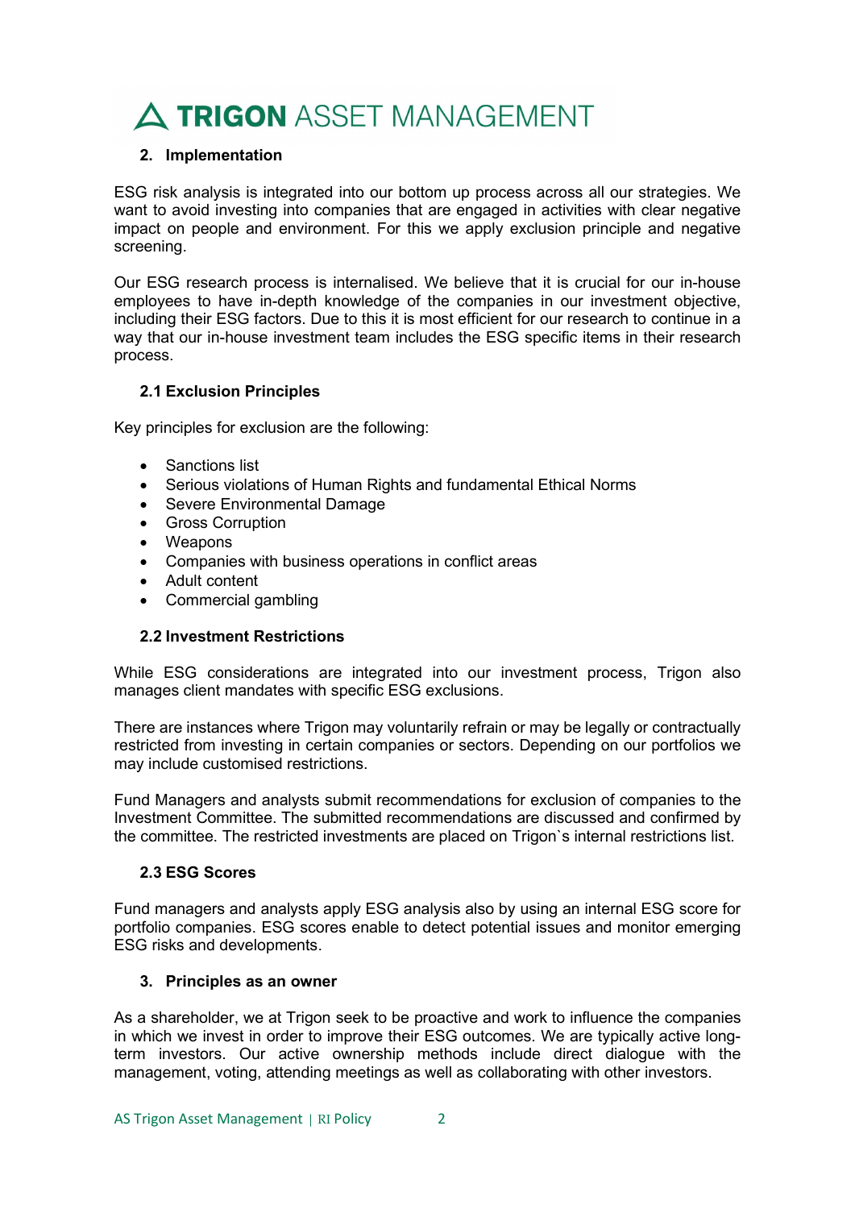## 2. Implementation

ESG risk analysis is integrated into our bottom up process across all our strategies. We want to avoid investing into companies that are engaged in activities with clear negative impact on people and environment. For this we apply exclusion principle and negative screening.

Our ESG research process is internalised. We believe that it is crucial for our in-house employees to have in-depth knowledge of the companies in our investment objective, including their ESG factors. Due to this it is most efficient for our research to continue in a way that our in-house investment team includes the ESG specific items in their research process.

### 2.1 Exclusion Principles

Key principles for exclusion are the following:

- Sanctions list
- Serious violations of Human Rights and fundamental Ethical Norms
- Severe Environmental Damage
- Gross Corruption
- Weapons
- Companies with business operations in conflict areas
- Adult content
- Commercial gambling

### 2.2 Investment Restrictions

While ESG considerations are integrated into our investment process, Trigon also manages client mandates with specific ESG exclusions.

There are instances where Trigon may voluntarily refrain or may be legally or contractually restricted from investing in certain companies or sectors. Depending on our portfolios we may include customised restrictions.

Fund Managers and analysts submit recommendations for exclusion of companies to the Investment Committee. The submitted recommendations are discussed and confirmed by the committee. The restricted investments are placed on Trigon`s internal restrictions list.

### 2.3 ESG Scores

Fund managers and analysts apply ESG analysis also by using an internal ESG score for portfolio companies. ESG scores enable to detect potential issues and monitor emerging ESG risks and developments.

## 3. Principles as an owner

As a shareholder, we at Trigon seek to be proactive and work to influence the companies in which we invest in order to improve their ESG outcomes. We are typically active long-term investors. Our active ownership methods include direct dialogue with the management, voting, attending meetings as well as collaborating with other investors.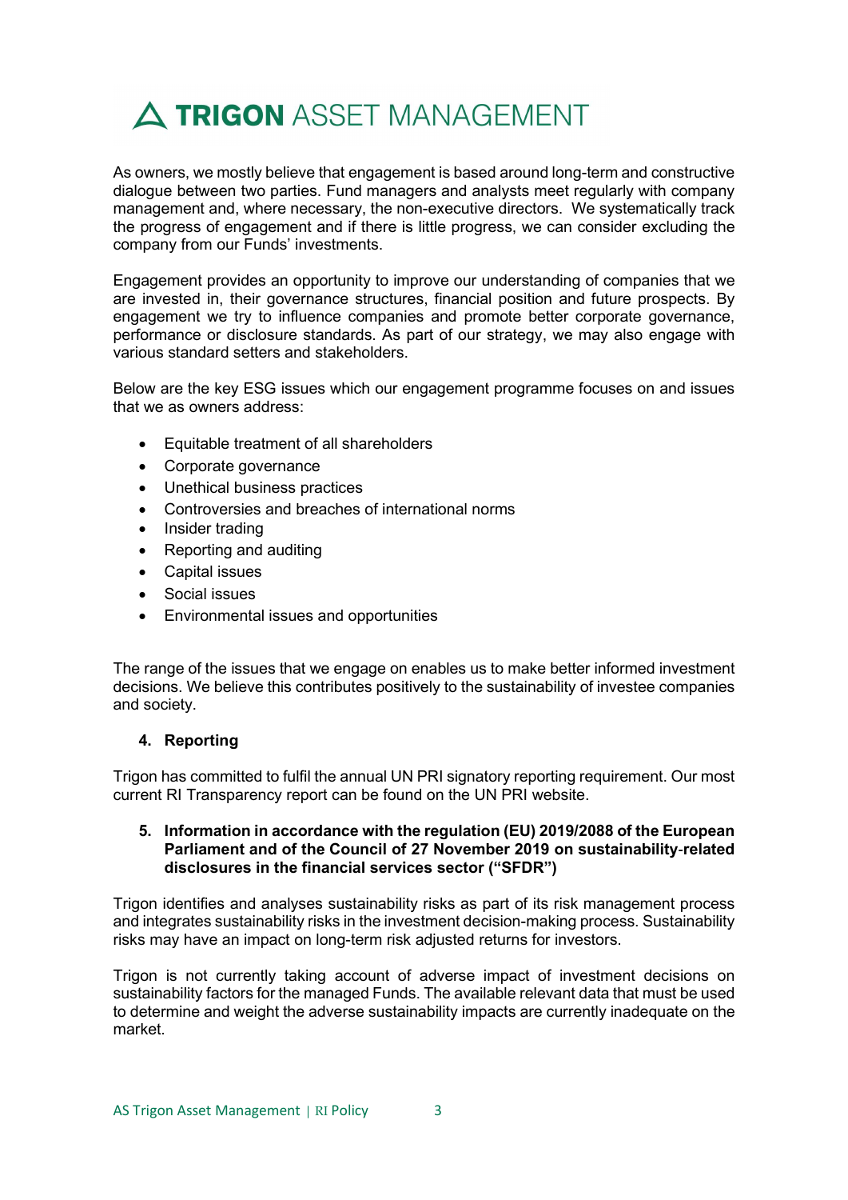As owners, we mostly believe that engagement is based around long-term and constructive dialogue between two parties. Fund managers and analysts meet regularly with company management and, where necessary, the non-executive directors. We systematically track the progress of engagement and if there is little progress, we can consider excluding the company from our Funds' investments.

Engagement provides an opportunity to improve our understanding of companies that we are invested in, their governance structures, financial position and future prospects. By engagement we try to influence companies and promote better corporate governance, performance or disclosure standards. As part of our strategy, we may also engage with various standard setters and stakeholders.

Below are the key ESG issues which our engagement programme focuses on and issues that we as owners address:

- Equitable treatment of all shareholders
- Corporate governance
- Unethical business practices
- Controversies and breaches of international norms
- Insider trading
- Reporting and auditing
- Capital issues
- Social issues
- Environmental issues and opportunities

The range of the issues that we engage on enables us to make better informed investment decisions. We believe this contributes positively to the sustainability of investee companies and society.

## 4. Reporting

Trigon has committed to fulfil the annual UN PRI signatory reporting requirement. Our most current RI Transparency report can be found on the UN PRI website.

## 5. Information in accordance with the regulation (EU) 2019/2088 of the European Parliament and of the Council of 27 November 2019 on sustainability-related disclosures in the financial services sector ("SFDR")

Trigon identifies and analyses sustainability risks as part of its risk management process and integrates sustainability risks in the investment decision-making process. Sustainability risks may have an impact on long-term risk adjusted returns for investors.

Trigon is not currently taking account of adverse impact of investment decisions on sustainability factors for the managed Funds. The available relevant data that must be used to determine and weight the adverse sustainability impacts are currently inadequate on the market.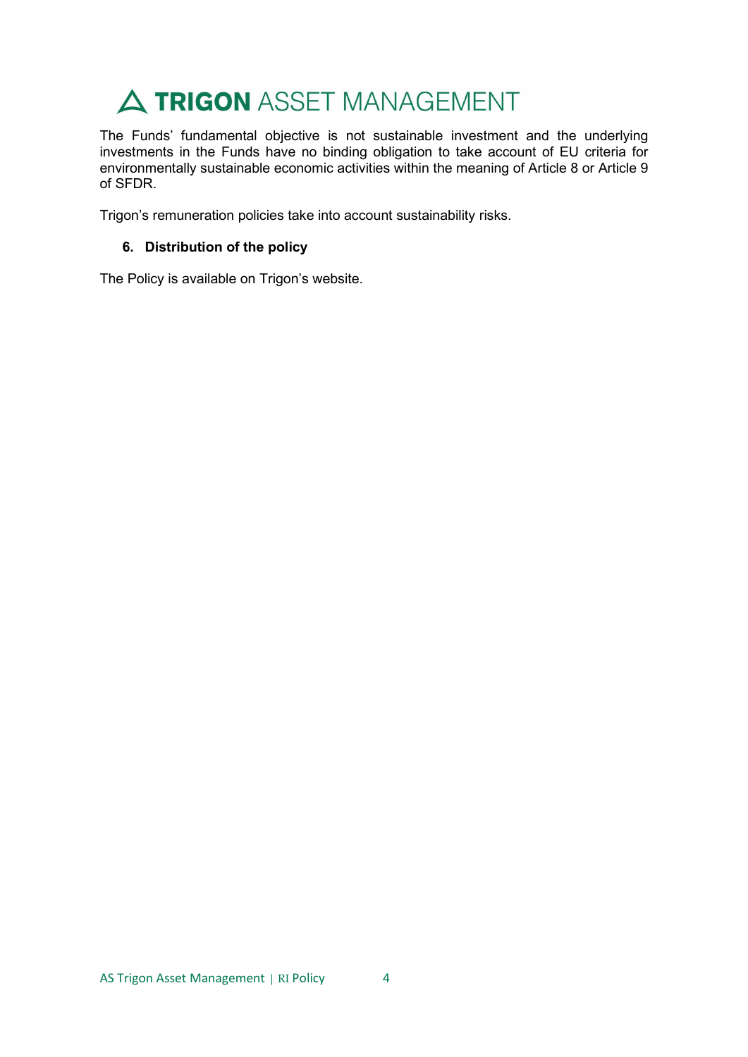The Funds' fundamental objective is not sustainable investment and the underlying investments in the Funds have no binding obligation to take account of EU criteria for environmentally sustainable economic activities within the meaning of Article 8 or Article 9 of SFDR.

Trigon's remuneration policies take into account sustainability risks.

## 6. Distribution of the policy

The Policy is available on Trigon's website.